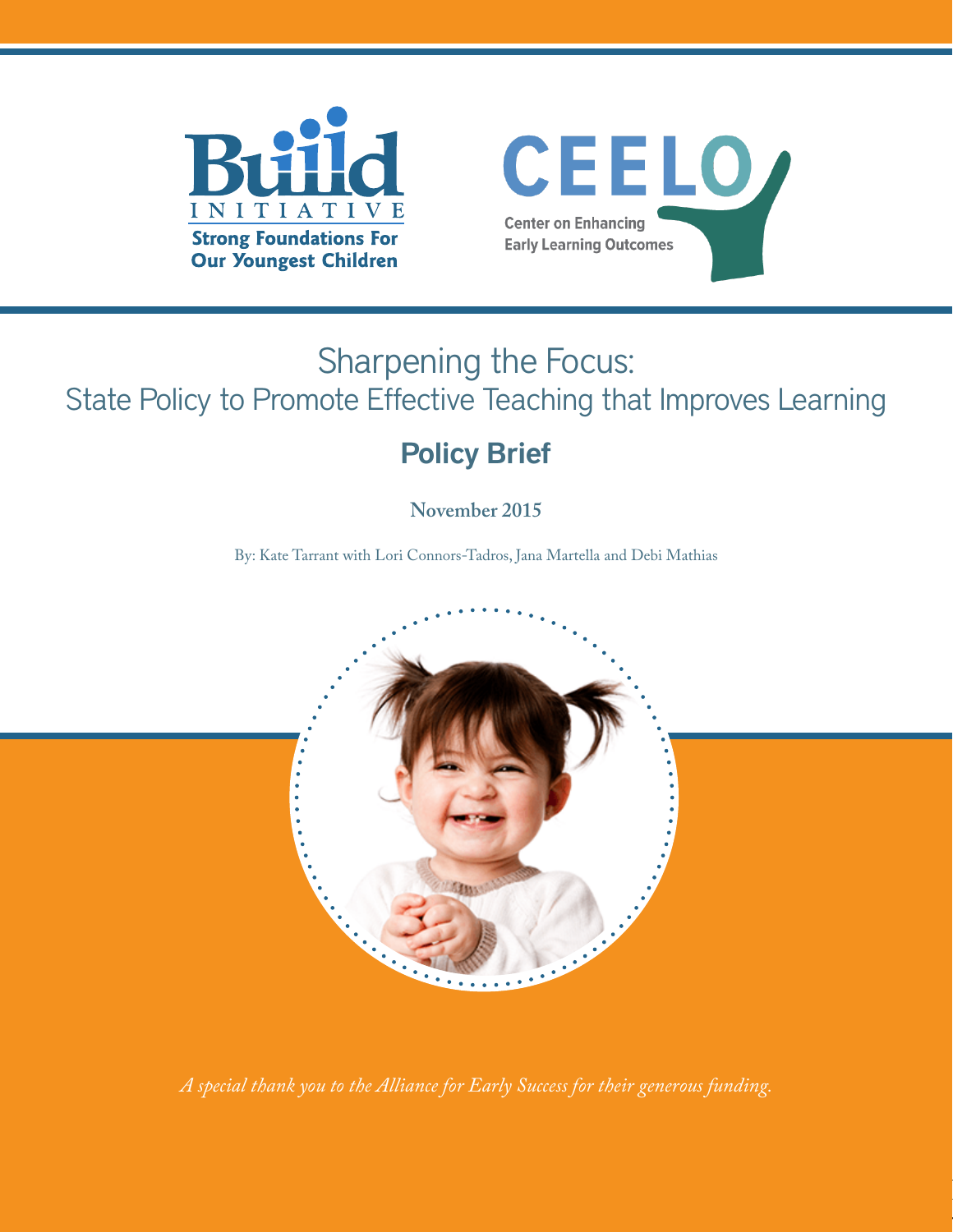Build INITIATIVE

Strong Foundations For Our Youngest Children

CEELO

Center on Enhancing Early Learning Outcomes

# Sharpening the Focus: State Policy to Promote Effective Teaching that Improves Learning

## Policy Brief

**November 2015**

By: Kate Tarrant with Lori Connors-Tadros, Jana Martella and Debi Mathias

*A special thank you to the Alliance for Early Success for their generous funding.*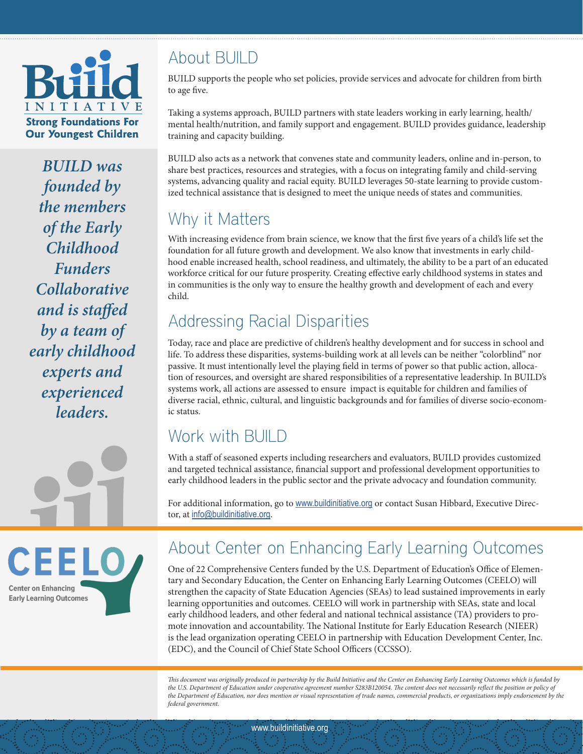**Build INITIATIVE**
**Strong Foundations For Our Youngest Children**

*BUILD was founded by the members of the Early Childhood Funders Collaborative and is staffed by a team of early childhood experts and experienced leaders.*

## About BUILD

BUILD supports the people who set policies, provide services and advocate for children from birth to age five.

Taking a systems approach, BUILD partners with state leaders working in early learning, health/mental health/nutrition, and family support and engagement. BUILD provides guidance, leadership training and capacity building.

BUILD also acts as a network that convenes state and community leaders, online and in-person, to share best practices, resources and strategies, with a focus on integrating family and child-serving systems, advancing quality and racial equity. BUILD leverages 50-state learning to provide customized technical assistance that is designed to meet the unique needs of states and communities.

## Why it Matters

With increasing evidence from brain science, we know that the first five years of a child's life set the foundation for all future growth and development. We also know that investments in early childhood enable increased health, school readiness, and ultimately, the ability to be a part of an educated workforce critical for our future prosperity. Creating effective early childhood systems in states and in communities is the only way to ensure the healthy growth and development of each and every child.

## Addressing Racial Disparities

Today, race and place are predictive of children's healthy development and for success in school and life. To address these disparities, systems-building work at all levels can be neither "colorblind" nor passive. It must intentionally level the playing field in terms of power so that public action, allocation of resources, and oversight are shared responsibilities of a representative leadership. In BUILD's systems work, all actions are assessed to ensure impact is equitable for children and families of diverse racial, ethnic, cultural, and linguistic backgrounds and for families of diverse socio-economic status.

## Work with BUILD

With a staff of seasoned experts including researchers and evaluators, BUILD provides customized and targeted technical assistance, financial support and professional development opportunities to early childhood leaders in the public sector and the private advocacy and foundation community.

For additional information, go to www.buildinitiative.org or contact Susan Hibbard, Executive Director, at info@buildinitiative.org.

**CEELO**
**Center on Enhancing Early Learning Outcomes**

## About Center on Enhancing Early Learning Outcomes

One of 22 Comprehensive Centers funded by the U.S. Department of Education's Office of Elementary and Secondary Education, the Center on Enhancing Early Learning Outcomes (CEELO) will strengthen the capacity of State Education Agencies (SEAs) to lead sustained improvements in early learning opportunities and outcomes. CEELO will work in partnership with SEAs, state and local early childhood leaders, and other federal and national technical assistance (TA) providers to promote innovation and accountability. The National Institute for Early Education Research (NIEER) is the lead organization operating CEELO in partnership with Education Development Center, Inc. (EDC), and the Council of Chief State School Officers (CCSSO).

*This document was originally produced in partnership by the Build Initiative and the Center on Enhancing Early Learning Outcomes which is funded by the U.S. Department of Education under cooperative agreement number S283B120054. The content does not necessarily reflect the position or policy of the Department of Education, nor does mention or visual representation of trade names, commercial products, or organizations imply endorsement by the federal government.*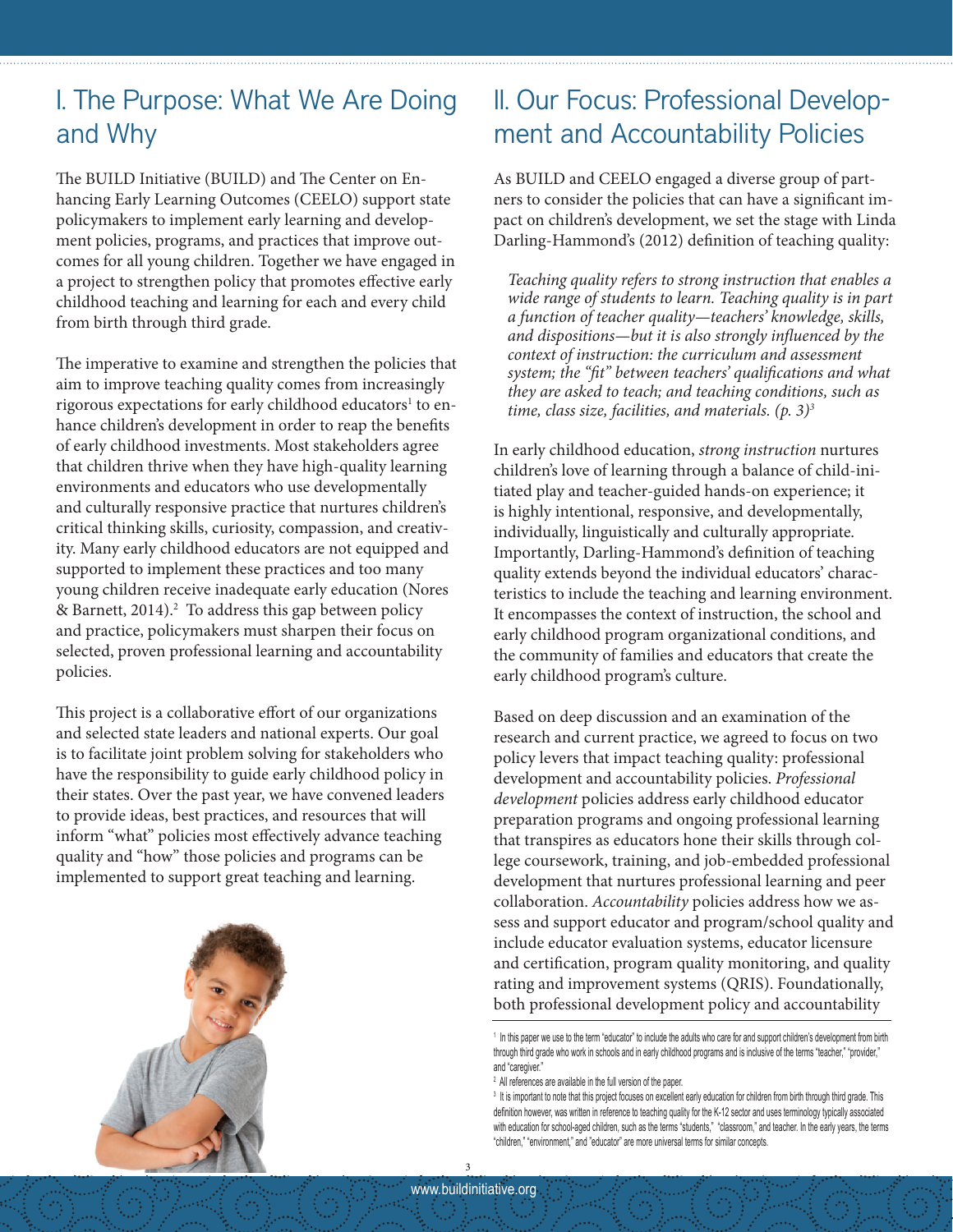## I. The Purpose: What We Are Doing and Why

The BUILD Initiative (BUILD) and The Center on Enhancing Early Learning Outcomes (CEELO) support state policymakers to implement early learning and development policies, programs, and practices that improve outcomes for all young children. Together we have engaged in a project to strengthen policy that promotes effective early childhood teaching and learning for each and every child from birth through third grade.

The imperative to examine and strengthen the policies that aim to improve teaching quality comes from increasingly rigorous expectations for early childhood educators[1] to enhance children's development in order to reap the benefits of early childhood investments. Most stakeholders agree that children thrive when they have high-quality learning environments and educators who use developmentally and culturally responsive practice that nurtures children's critical thinking skills, curiosity, compassion, and creativity. Many early childhood educators are not equipped and supported to implement these practices and too many young children receive inadequate early education (Nores & Barnett, 2014).[2] To address this gap between policy and practice, policymakers must sharpen their focus on selected, proven professional learning and accountability policies.

This project is a collaborative effort of our organizations and selected state leaders and national experts. Our goal is to facilitate joint problem solving for stakeholders who have the responsibility to guide early childhood policy in their states. Over the past year, we have convened leaders to provide ideas, best practices, and resources that will inform "what" policies most effectively advance teaching quality and "how" those policies and programs can be implemented to support great teaching and learning.

## II. Our Focus: Professional Development and Accountability Policies

As BUILD and CEELO engaged a diverse group of partners to consider the policies that can have a significant impact on children's development, we set the stage with Linda Darling-Hammond's (2012) definition of teaching quality:

> *Teaching quality refers to strong instruction that enables a wide range of students to learn. Teaching quality is in part a function of teacher quality—teachers' knowledge, skills, and dispositions—but it is also strongly influenced by the context of instruction: the curriculum and assessment system; the "fit" between teachers' qualifications and what they are asked to teach; and teaching conditions, such as time, class size, facilities, and materials. (p. 3)*[3]

In early childhood education, *strong instruction* nurtures children's love of learning through a balance of child-initiated play and teacher-guided hands-on experience; it is highly intentional, responsive, and developmentally, individually, linguistically and culturally appropriate. Importantly, Darling-Hammond's definition of teaching quality extends beyond the individual educators' characteristics to include the teaching and learning environment. It encompasses the context of instruction, the school and early childhood program organizational conditions, and the community of families and educators that create the early childhood program's culture.

Based on deep discussion and an examination of the research and current practice, we agreed to focus on two policy levers that impact teaching quality: professional development and accountability policies. *Professional development* policies address early childhood educator preparation programs and ongoing professional learning that transpires as educators hone their skills through college coursework, training, and job-embedded professional development that nurtures professional learning and peer collaboration. *Accountability* policies address how we assess and support educator and program/school quality and include educator evaluation systems, educator licensure and certification, program quality monitoring, and quality rating and improvement systems (QRIS). Foundationally, both professional development policy and accountability

[1] In this paper we use to the term "educator" to include the adults who care for and support children's development from birth through third grade who work in schools and in early childhood programs and is inclusive of the terms "teacher," "provider," and "caregiver."

[2] All references are available in the full version of the paper.

[3] It is important to note that this project focuses on excellent early education for children from birth through third grade. This definition however, was written in reference to teaching quality for the K-12 sector and uses terminology typically associated with education for school-aged children, such as the terms "students," "classroom," and teacher. In the early years, the terms "children," "environment," and "educator" are more universal terms for similar concepts.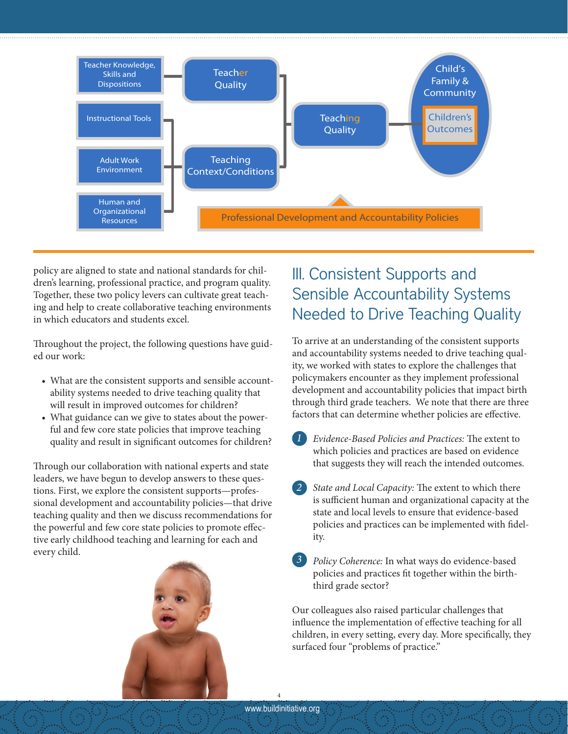Teacher Knowledge, Skills and Dispositions

Teacher Quality

Instructional Tools

Adult Work Environment

Teaching Context/Conditions

Human and Organizational Resources

Teaching Quality

Child's Family & Community

Children's Outcomes

Professional Development and Accountability Policies

policy are aligned to state and national standards for children's learning, professional practice, and program quality. Together, these two policy levers can cultivate great teaching and help to create collaborative teaching environments in which educators and students excel.

Throughout the project, the following questions have guided our work:

- What are the consistent supports and sensible accountability systems needed to drive teaching quality that will result in improved outcomes for children?
- What guidance can we give to states about the powerful and few core state policies that improve teaching quality and result in significant outcomes for children?

Through our collaboration with national experts and state leaders, we have begun to develop answers to these questions. First, we explore the consistent supports—professional development and accountability policies—that drive teaching quality and then we discuss recommendations for the powerful and few core state policies to promote effective early childhood teaching and learning for each and every child.

## III. Consistent Supports and Sensible Accountability Systems Needed to Drive Teaching Quality

To arrive at an understanding of the consistent supports and accountability systems needed to drive teaching quality, we worked with states to explore the challenges that policymakers encounter as they implement professional development and accountability policies that impact birth through third grade teachers. We note that there are three factors that can determine whether policies are effective.

1. *Evidence-Based Policies and Practices:* The extent to which policies and practices are based on evidence that suggests they will reach the intended outcomes.
2. *State and Local Capacity:* The extent to which there is sufficient human and organizational capacity at the state and local levels to ensure that evidence-based policies and practices can be implemented with fidelity.
3. *Policy Coherence:* In what ways do evidence-based policies and practices fit together within the birth-third grade sector?

Our colleagues also raised particular challenges that influence the implementation of effective teaching for all children, in every setting, every day. More specifically, they surfaced four "problems of practice."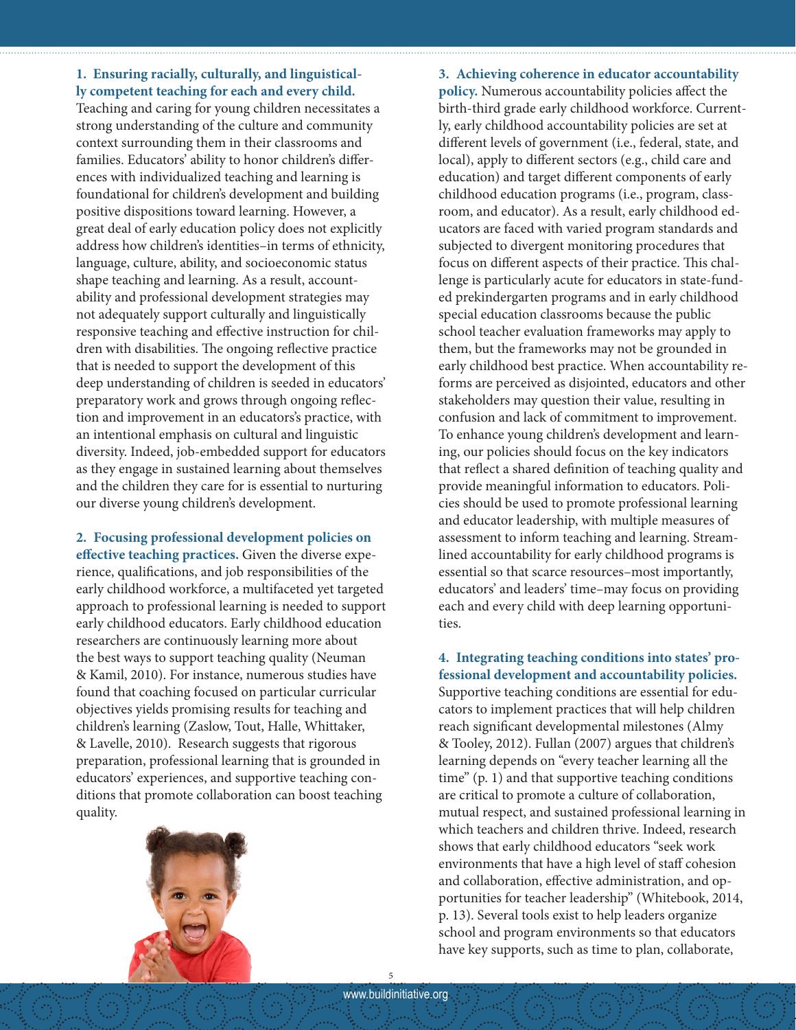**1. Ensuring racially, culturally, and linguistically competent teaching for each and every child.** Teaching and caring for young children necessitates a strong understanding of the culture and community context surrounding them in their classrooms and families. Educators' ability to honor children's differences with individualized teaching and learning is foundational for children's development and building positive dispositions toward learning. However, a great deal of early education policy does not explicitly address how children's identities–in terms of ethnicity, language, culture, ability, and socioeconomic status shape teaching and learning. As a result, accountability and professional development strategies may not adequately support culturally and linguistically responsive teaching and effective instruction for children with disabilities. The ongoing reflective practice that is needed to support the development of this deep understanding of children is seeded in educators' preparatory work and grows through ongoing reflection and improvement in an educators's practice, with an intentional emphasis on cultural and linguistic diversity. Indeed, job-embedded support for educators as they engage in sustained learning about themselves and the children they care for is essential to nurturing our diverse young children's development.

**2. Focusing professional development policies on effective teaching practices.** Given the diverse experience, qualifications, and job responsibilities of the early childhood workforce, a multifaceted yet targeted approach to professional learning is needed to support early childhood educators. Early childhood education researchers are continuously learning more about the best ways to support teaching quality (Neuman & Kamil, 2010). For instance, numerous studies have found that coaching focused on particular curricular objectives yields promising results for teaching and children's learning (Zaslow, Tout, Halle, Whittaker, & Lavelle, 2010). Research suggests that rigorous preparation, professional learning that is grounded in educators' experiences, and supportive teaching conditions that promote collaboration can boost teaching quality.

**3. Achieving coherence in educator accountability policy.** Numerous accountability policies affect the birth-third grade early childhood workforce. Currently, early childhood accountability policies are set at different levels of government (i.e., federal, state, and local), apply to different sectors (e.g., child care and education) and target different components of early childhood education programs (i.e., program, classroom, and educator). As a result, early childhood educators are faced with varied program standards and subjected to divergent monitoring procedures that focus on different aspects of their practice. This challenge is particularly acute for educators in state-funded prekindergarten programs and in early childhood special education classrooms because the public school teacher evaluation frameworks may apply to them, but the frameworks may not be grounded in early childhood best practice. When accountability reforms are perceived as disjointed, educators and other stakeholders may question their value, resulting in confusion and lack of commitment to improvement. To enhance young children's development and learning, our policies should focus on the key indicators that reflect a shared definition of teaching quality and provide meaningful information to educators. Policies should be used to promote professional learning and educator leadership, with multiple measures of assessment to inform teaching and learning. Streamlined accountability for early childhood programs is essential so that scarce resources–most importantly, educators' and leaders' time–may focus on providing each and every child with deep learning opportunities.

**4. Integrating teaching conditions into states' professional development and accountability policies.** Supportive teaching conditions are essential for educators to implement practices that will help children reach significant developmental milestones (Almy & Tooley, 2012). Fullan (2007) argues that children's learning depends on "every teacher learning all the time" (p. 1) and that supportive teaching conditions are critical to promote a culture of collaboration, mutual respect, and sustained professional learning in which teachers and children thrive. Indeed, research shows that early childhood educators "seek work environments that have a high level of staff cohesion and collaboration, effective administration, and opportunities for teacher leadership" (Whitebook, 2014, p. 13). Several tools exist to help leaders organize school and program environments so that educators have key supports, such as time to plan, collaborate,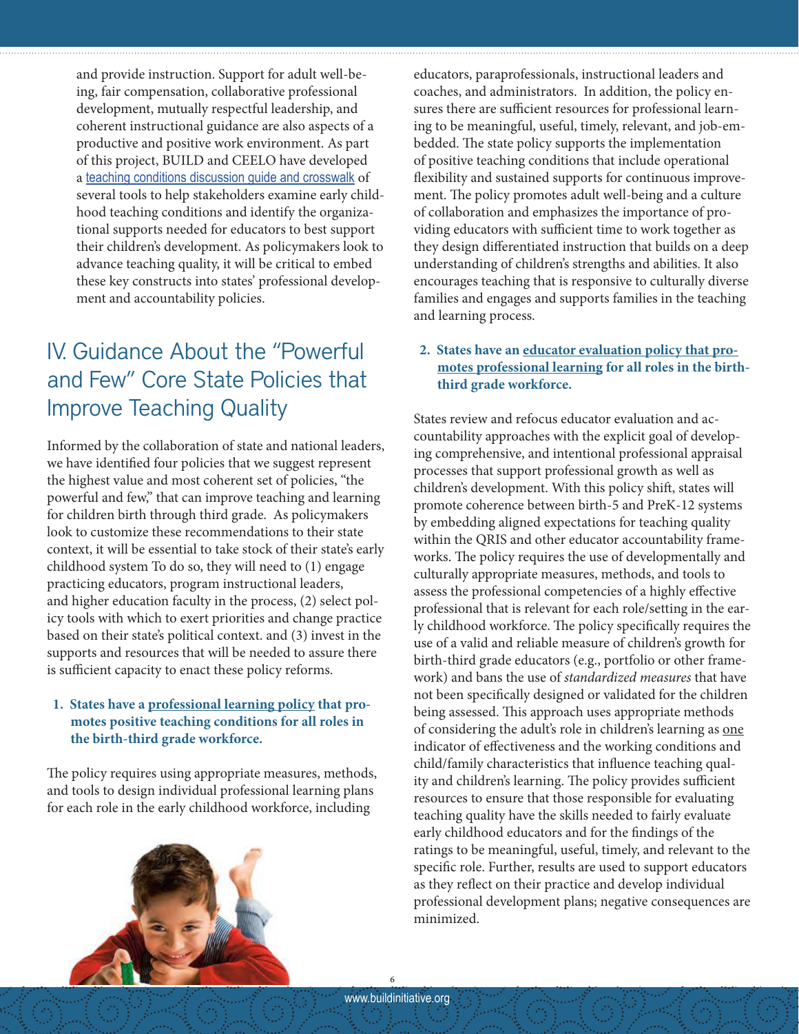and provide instruction. Support for adult well-being, fair compensation, collaborative professional development, mutually respectful leadership, and coherent instructional guidance are also aspects of a productive and positive work environment. As part of this project, BUILD and CEELO have developed a teaching conditions discussion guide and crosswalk of several tools to help stakeholders examine early childhood teaching conditions and identify the organizational supports needed for educators to best support their children's development. As policymakers look to advance teaching quality, it will be critical to embed these key constructs into states' professional development and accountability policies.

## IV. Guidance About the "Powerful and Few" Core State Policies that Improve Teaching Quality

Informed by the collaboration of state and national leaders, we have identified four policies that we suggest represent the highest value and most coherent set of policies, "the powerful and few," that can improve teaching and learning for children birth through third grade. As policymakers look to customize these recommendations to their state context, it will be essential to take stock of their state's early childhood system To do so, they will need to (1) engage practicing educators, program instructional leaders, and higher education faculty in the process, (2) select policy tools with which to exert priorities and change practice based on their state's political context. and (3) invest in the supports and resources that will be needed to assure there is sufficient capacity to enact these policy reforms.

1. **States have a professional learning policy that promotes positive teaching conditions for all roles in the birth-third grade workforce.**

The policy requires using appropriate measures, methods, and tools to design individual professional learning plans for each role in the early childhood workforce, including educators, paraprofessionals, instructional leaders and coaches, and administrators. In addition, the policy ensures there are sufficient resources for professional learning to be meaningful, useful, timely, relevant, and job-embedded. The state policy supports the implementation of positive teaching conditions that include operational flexibility and sustained supports for continuous improvement. The policy promotes adult well-being and a culture of collaboration and emphasizes the importance of providing educators with sufficient time to work together as they design differentiated instruction that builds on a deep understanding of children's strengths and abilities. It also encourages teaching that is responsive to culturally diverse families and engages and supports families in the teaching and learning process.

2. **States have an educator evaluation policy that promotes professional learning for all roles in the birth-third grade workforce.**

States review and refocus educator evaluation and accountability approaches with the explicit goal of developing comprehensive, and intentional professional appraisal processes that support professional growth as well as children's development. With this policy shift, states will promote coherence between birth-5 and PreK-12 systems by embedding aligned expectations for teaching quality within the QRIS and other educator accountability frameworks. The policy requires the use of developmentally and culturally appropriate measures, methods, and tools to assess the professional competencies of a highly effective professional that is relevant for each role/setting in the early childhood workforce. The policy specifically requires the use of a valid and reliable measure of children's growth for birth-third grade educators (e.g., portfolio or other framework) and bans the use of *standardized measures* that have not been specifically designed or validated for the children being assessed. This approach uses appropriate methods of considering the adult's role in children's learning as one indicator of effectiveness and the working conditions and child/family characteristics that influence teaching quality and children's learning. The policy provides sufficient resources to ensure that those responsible for evaluating teaching quality have the skills needed to fairly evaluate early childhood educators and for the findings of the ratings to be meaningful, useful, timely, and relevant to the specific role. Further, results are used to support educators as they reflect on their practice and develop individual professional development plans; negative consequences are minimized.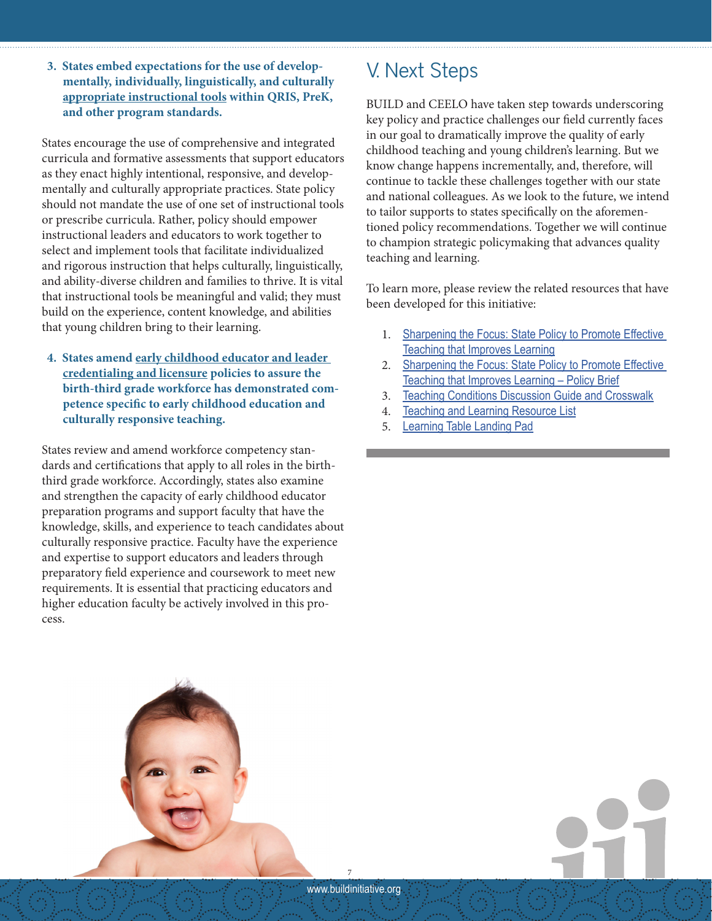**3. States embed expectations for the use of developmentally, individually, linguistically, and culturally appropriate instructional tools within QRIS, PreK, and other program standards.**

States encourage the use of comprehensive and integrated curricula and formative assessments that support educators as they enact highly intentional, responsive, and developmentally and culturally appropriate practices. State policy should not mandate the use of one set of instructional tools or prescribe curricula. Rather, policy should empower instructional leaders and educators to work together to select and implement tools that facilitate individualized and rigorous instruction that helps culturally, linguistically, and ability-diverse children and families to thrive. It is vital that instructional tools be meaningful and valid; they must build on the experience, content knowledge, and abilities that young children bring to their learning.

**4. States amend early childhood educator and leader credentialing and licensure policies to assure the birth-third grade workforce has demonstrated competence specific to early childhood education and culturally responsive teaching.**

States review and amend workforce competency standards and certifications that apply to all roles in the birth-third grade workforce. Accordingly, states also examine and strengthen the capacity of early childhood educator preparation programs and support faculty that have the knowledge, skills, and experience to teach candidates about culturally responsive practice. Faculty have the experience and expertise to support educators and leaders through preparatory field experience and coursework to meet new requirements. It is essential that practicing educators and higher education faculty be actively involved in this process.

# V. Next Steps

BUILD and CEELO have taken step towards underscoring key policy and practice challenges our field currently faces in our goal to dramatically improve the quality of early childhood teaching and young children's learning. But we know change happens incrementally, and, therefore, will continue to tackle these challenges together with our state and national colleagues. As we look to the future, we intend to tailor supports to states specifically on the aforementioned policy recommendations. Together we will continue to champion strategic policymaking that advances quality teaching and learning.

To learn more, please review the related resources that have been developed for this initiative:

1. Sharpening the Focus: State Policy to Promote Effective Teaching that Improves Learning
2. Sharpening the Focus: State Policy to Promote Effective Teaching that Improves Learning – Policy Brief
3. Teaching Conditions Discussion Guide and Crosswalk
4. Teaching and Learning Resource List
5. Learning Table Landing Pad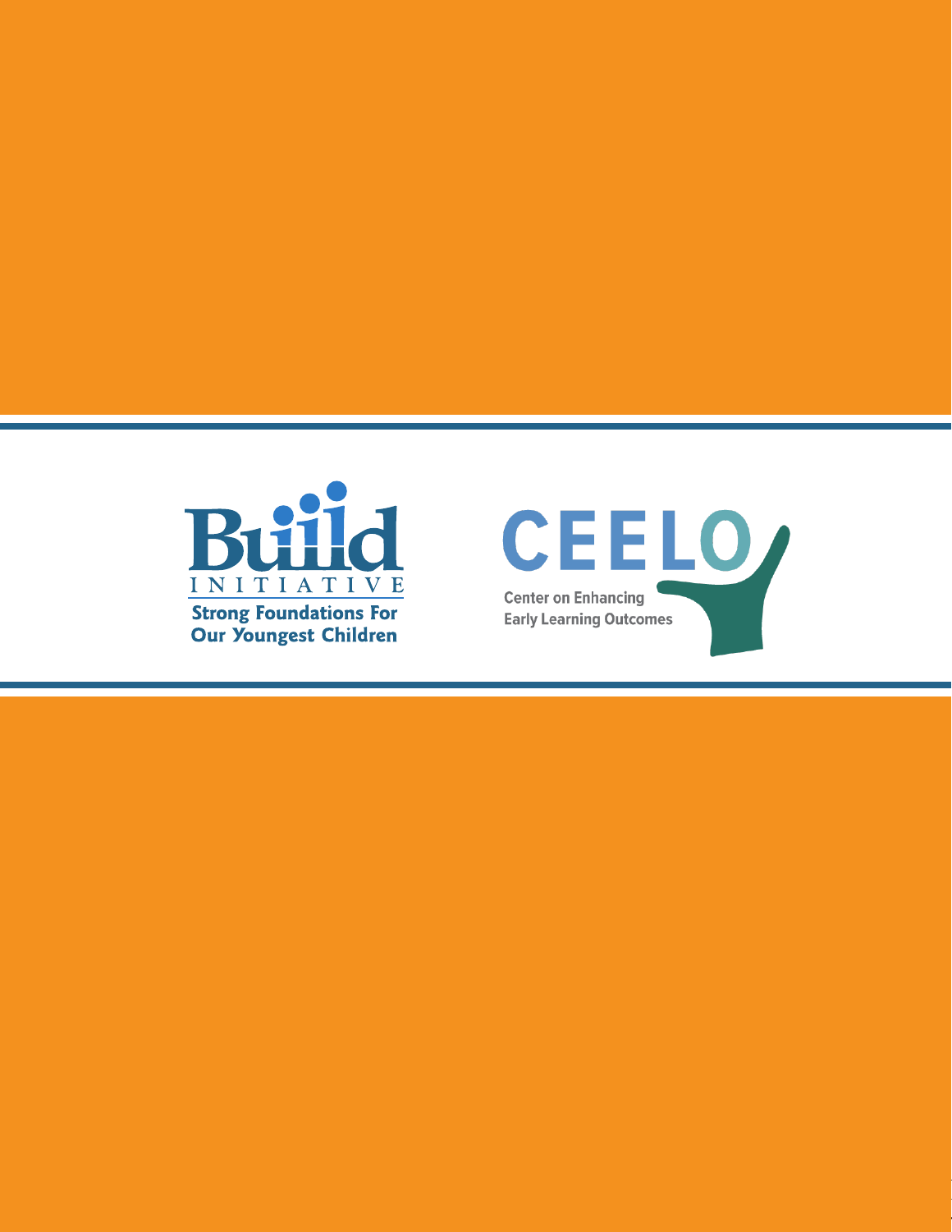Build INITIATIVE

Strong Foundations For Our Youngest Children

CEELO

Center on Enhancing Early Learning Outcomes